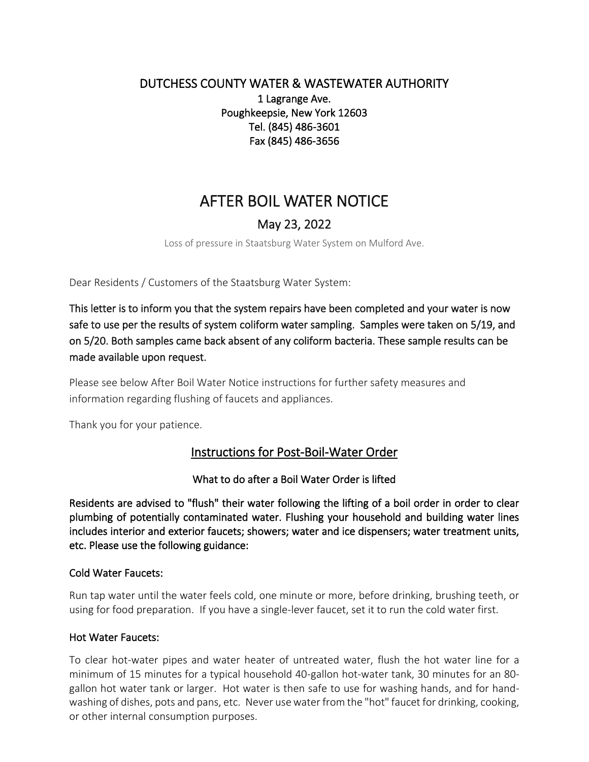DUTCHESS COUNTY WATER & WASTEWATER AUTHORITY

1 Lagrange Ave.
Poughkeepsie, New York 12603
Tel. (845) 486-3601
Fax (845) 486-3656

# AFTER BOIL WATER NOTICE

## May 23, 2022

Loss of pressure in Staatsburg Water System on Mulford Ave.

Dear Residents / Customers of the Staatsburg Water System:

**This letter is to inform you that the system repairs have been completed and your water is now safe to use per the results of system coliform water sampling. Samples were taken on 5/19, and on 5/20. Both samples came back absent of any coliform bacteria. These sample results can be made available upon request.**

Please see below After Boil Water Notice instructions for further safety measures and information regarding flushing of faucets and appliances.

Thank you for your patience.

## Instructions for Post-Boil-Water Order

### What to do after a Boil Water Order is lifted

**Residents are advised to "flush" their water following the lifting of a boil order in order to clear plumbing of potentially contaminated water. Flushing your household and building water lines includes interior and exterior faucets; showers; water and ice dispensers; water treatment units, etc. Please use the following guidance:**

**Cold Water Faucets:**

Run tap water until the water feels cold, one minute or more, before drinking, brushing teeth, or using for food preparation. If you have a single-lever faucet, set it to run the cold water first.

**Hot Water Faucets:**

To clear hot-water pipes and water heater of untreated water, flush the hot water line for a minimum of 15 minutes for a typical household 40-gallon hot-water tank, 30 minutes for an 80-gallon hot water tank or larger. Hot water is then safe to use for washing hands, and for hand-washing of dishes, pots and pans, etc. Never use water from the "hot" faucet for drinking, cooking, or other internal consumption purposes.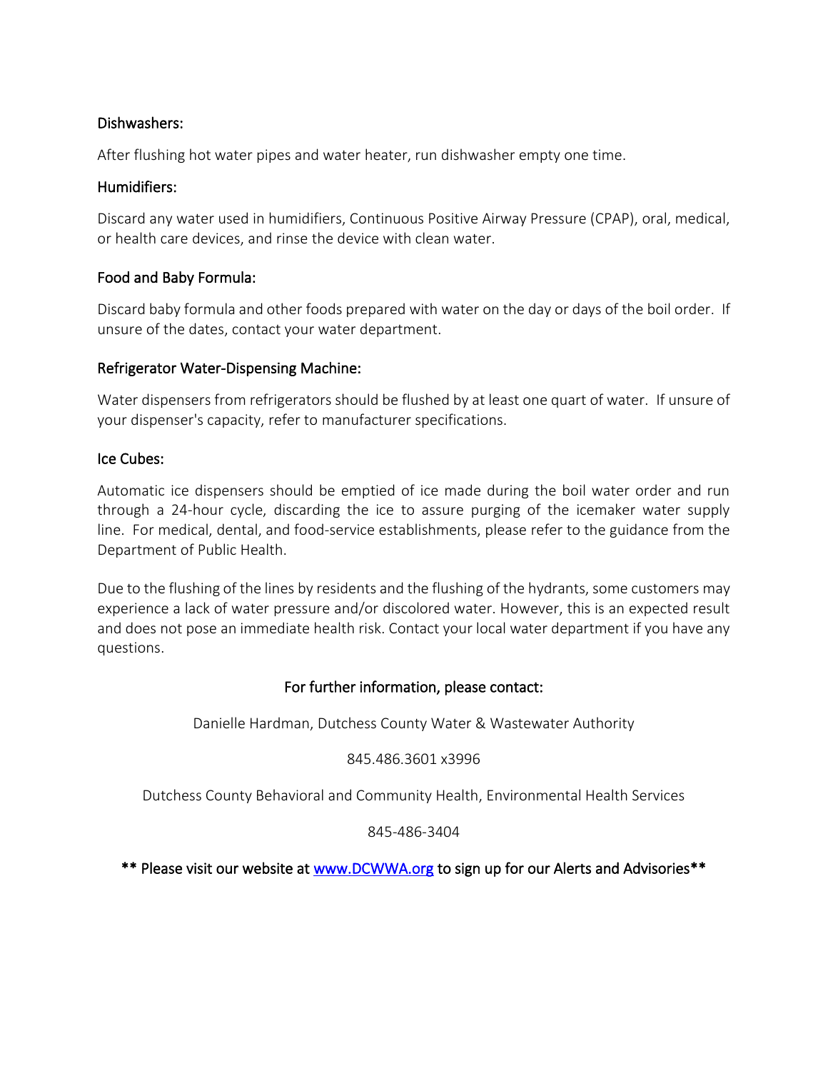### Dishwashers:

After flushing hot water pipes and water heater, run dishwasher empty one time.

### Humidifiers:

Discard any water used in humidifiers, Continuous Positive Airway Pressure (CPAP), oral, medical, or health care devices, and rinse the device with clean water.

### Food and Baby Formula:

Discard baby formula and other foods prepared with water on the day or days of the boil order. If unsure of the dates, contact your water department.

### Refrigerator Water-Dispensing Machine:

Water dispensers from refrigerators should be flushed by at least one quart of water. If unsure of your dispenser's capacity, refer to manufacturer specifications.

### Ice Cubes:

Automatic ice dispensers should be emptied of ice made during the boil water order and run through a 24-hour cycle, discarding the ice to assure purging of the icemaker water supply line. For medical, dental, and food-service establishments, please refer to the guidance from the Department of Public Health.

Due to the flushing of the lines by residents and the flushing of the hydrants, some customers may experience a lack of water pressure and/or discolored water. However, this is an expected result and does not pose an immediate health risk. Contact your local water department if you have any questions.

**For further information, please contact:**

Danielle Hardman, Dutchess County Water & Wastewater Authority

845.486.3601 x3996

Dutchess County Behavioral and Community Health, Environmental Health Services

845-486-3404

**** Please visit our website at [www.DCWWA.org](http://www.DCWWA.org) to sign up for our Alerts and Advisories****